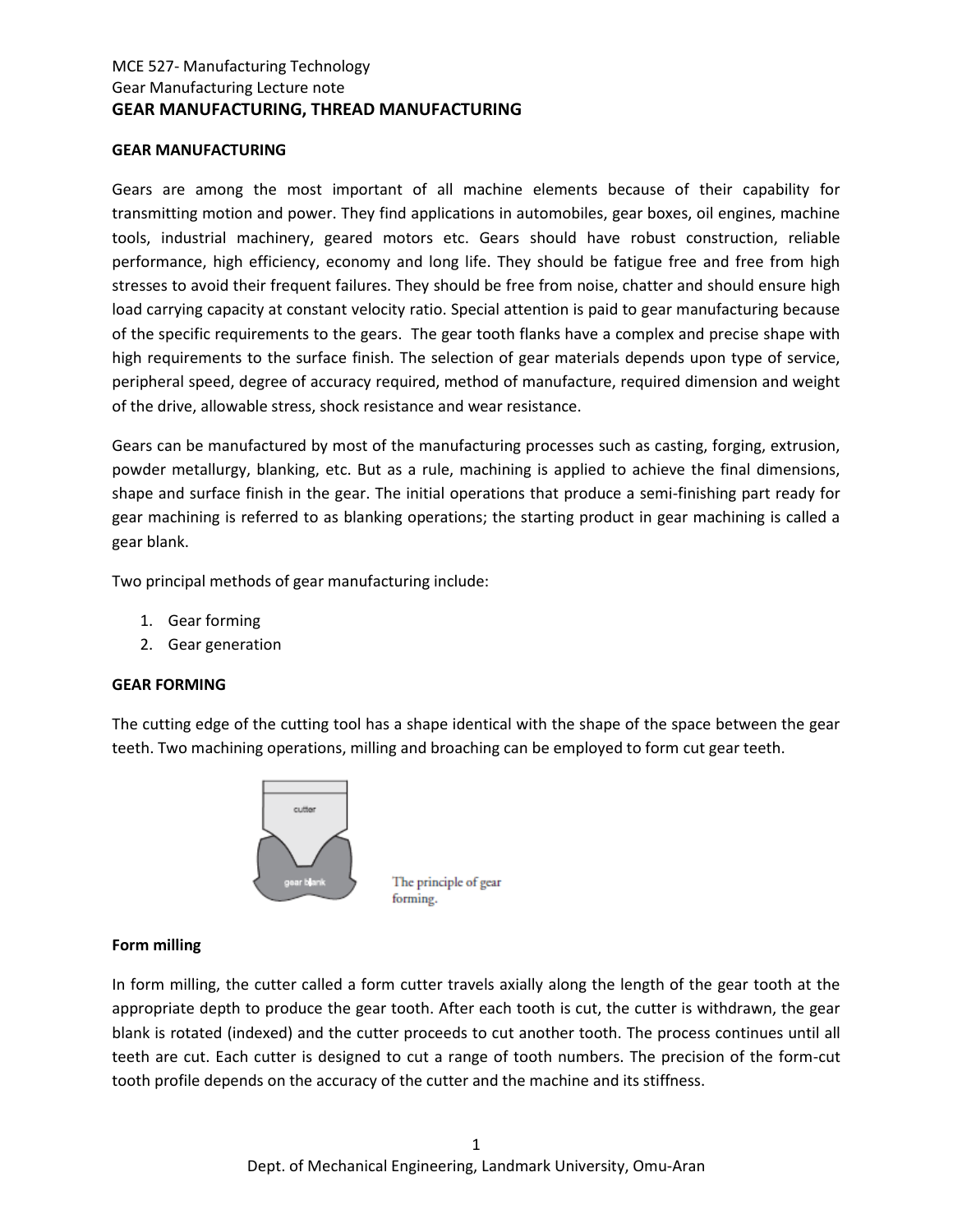MCE 527- Manufacturing Technology

Gear Manufacturing Lecture note

# GEAR MANUFACTURING, THREAD MANUFACTURING

## GEAR MANUFACTURING

Gears are among the most important of all machine elements because of their capability for transmitting motion and power. They find applications in automobiles, gear boxes, oil engines, machine tools, industrial machinery, geared motors etc. Gears should have robust construction, reliable performance, high efficiency, economy and long life. They should be fatigue free and free from high stresses to avoid their frequent failures. They should be free from noise, chatter and should ensure high load carrying capacity at constant velocity ratio. Special attention is paid to gear manufacturing because of the specific requirements to the gears. The gear tooth flanks have a complex and precise shape with high requirements to the surface finish. The selection of gear materials depends upon type of service, peripheral speed, degree of accuracy required, method of manufacture, required dimension and weight of the drive, allowable stress, shock resistance and wear resistance.

Gears can be manufactured by most of the manufacturing processes such as casting, forging, extrusion, powder metallurgy, blanking, etc. But as a rule, machining is applied to achieve the final dimensions, shape and surface finish in the gear. The initial operations that produce a semi-finishing part ready for gear machining is referred to as blanking operations; the starting product in gear machining is called a gear blank.

Two principal methods of gear manufacturing include:

1. Gear forming
2. Gear generation

## GEAR FORMING

The cutting edge of the cutting tool has a shape identical with the shape of the space between the gear teeth. Two machining operations, milling and broaching can be employed to form cut gear teeth.

cutter

gear blank

The principle of gear forming.

### Form milling

In form milling, the cutter called a form cutter travels axially along the length of the gear tooth at the appropriate depth to produce the gear tooth. After each tooth is cut, the cutter is withdrawn, the gear blank is rotated (indexed) and the cutter proceeds to cut another tooth. The process continues until all teeth are cut. Each cutter is designed to cut a range of tooth numbers. The precision of the form-cut tooth profile depends on the accuracy of the cutter and the machine and its stiffness.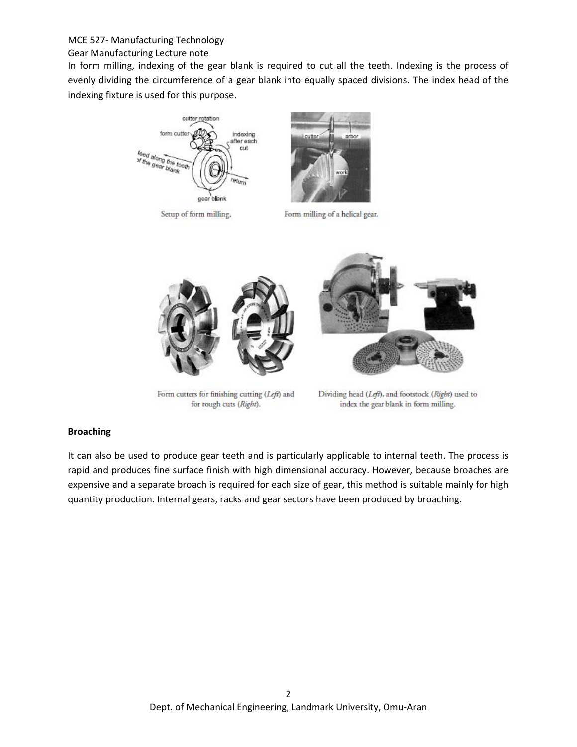In form milling, indexing of the gear blank is required to cut all the teeth. Indexing is the process of evenly dividing the circumference of a gear blank into equally spaced divisions. The index head of the indexing fixture is used for this purpose.

Setup of form milling.

Form milling of a helical gear.

Form cutters for finishing cutting (*Left*) and for rough cuts (*Right*).

Dividing head (*Left*), and footstock (*Right*) used to index the gear blank in form milling.

**Broaching**

It can also be used to produce gear teeth and is particularly applicable to internal teeth. The process is rapid and produces fine surface finish with high dimensional accuracy. However, because broaches are expensive and a separate broach is required for each size of gear, this method is suitable mainly for high quantity production. Internal gears, racks and gear sectors have been produced by broaching.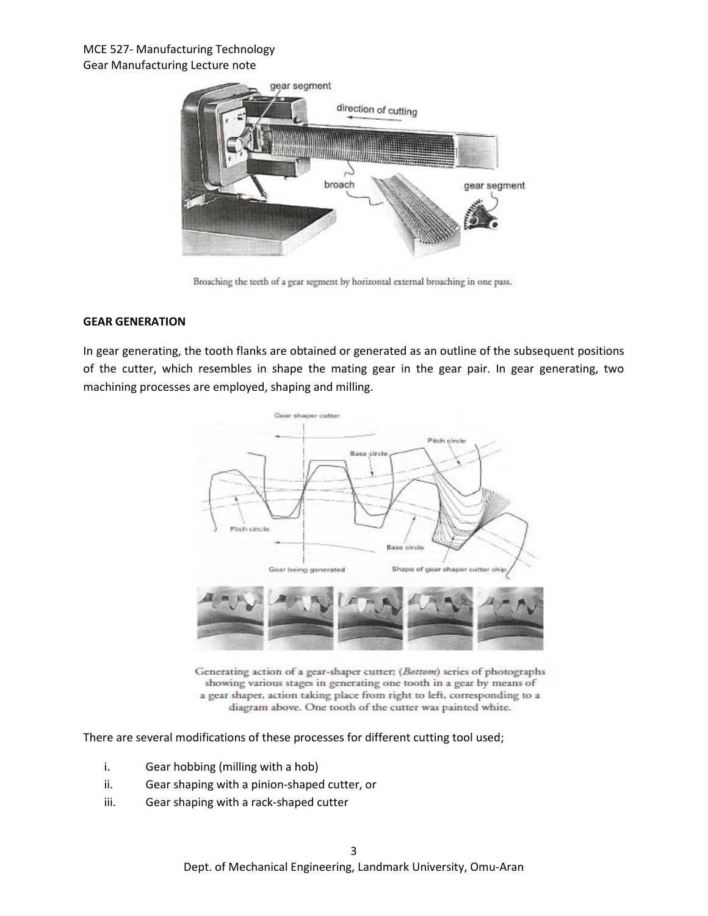Broaching the teeth of a gear segment by horizontal external broaching in one pass.

**GEAR GENERATION**

In gear generating, the tooth flanks are obtained or generated as an outline of the subsequent positions of the cutter, which resembles in shape the mating gear in the gear pair. In gear generating, two machining processes are employed, shaping and milling.

Generating action of a gear-shaper cutter; (*Bottom*) series of photographs showing various stages in generating one tooth in a gear by means of a gear shaper, action taking place from right to left, corresponding to a diagram above. One tooth of the cutter was painted white.

There are several modifications of these processes for different cutting tool used;

i. Gear hobbing (milling with a hob)
ii. Gear shaping with a pinion-shaped cutter, or
iii. Gear shaping with a rack-shaped cutter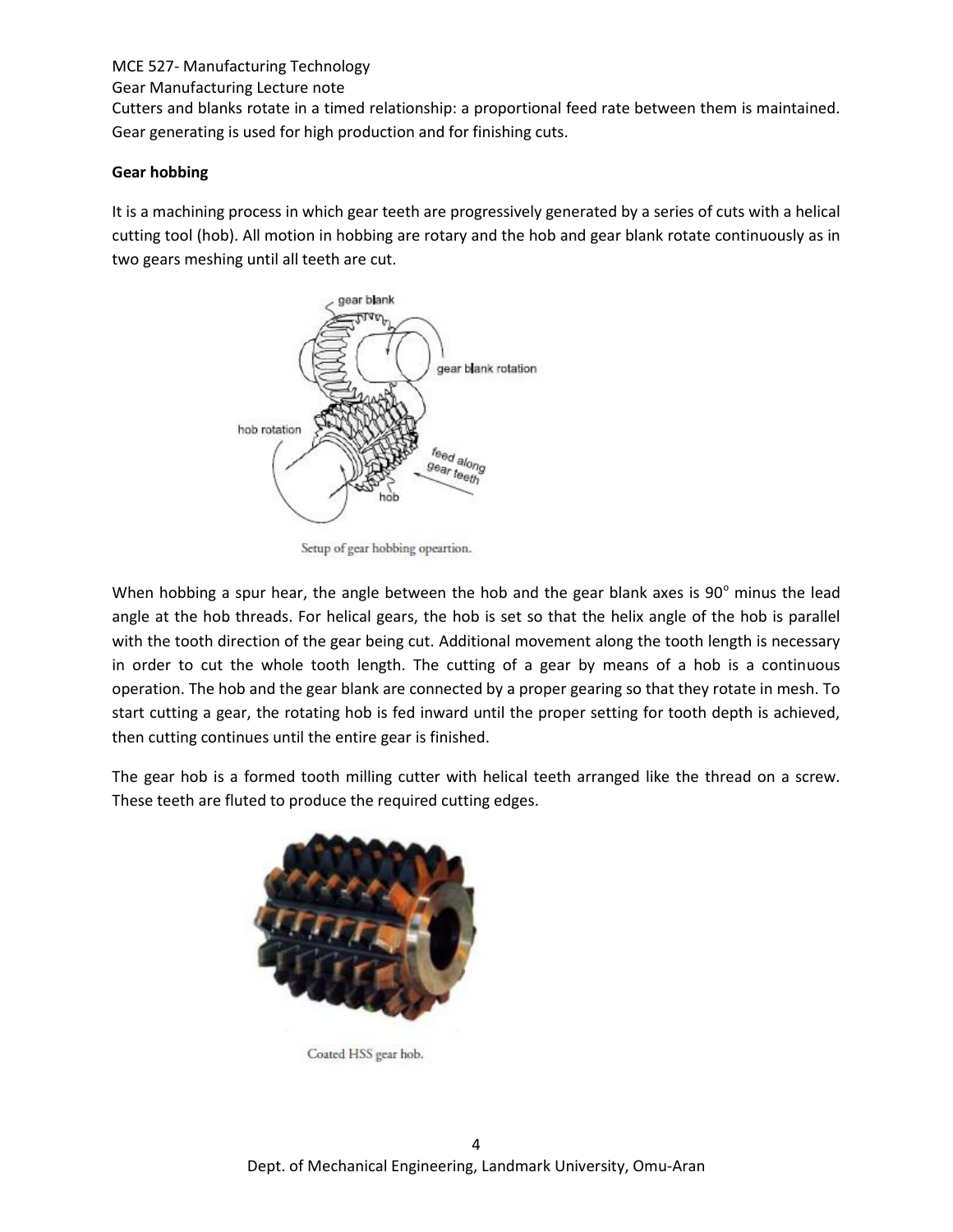Cutters and blanks rotate in a timed relationship: a proportional feed rate between them is maintained. Gear generating is used for high production and for finishing cuts.

**Gear hobbing**

It is a machining process in which gear teeth are progressively generated by a series of cuts with a helical cutting tool (hob). All motion in hobbing are rotary and the hob and gear blank rotate continuously as in two gears meshing until all teeth are cut.

Setup of gear hobbing opeartion.

When hobbing a spur hear, the angle between the hob and the gear blank axes is 90° minus the lead angle at the hob threads. For helical gears, the hob is set so that the helix angle of the hob is parallel with the tooth direction of the gear being cut. Additional movement along the tooth length is necessary in order to cut the whole tooth length. The cutting of a gear by means of a hob is a continuous operation. The hob and the gear blank are connected by a proper gearing so that they rotate in mesh. To start cutting a gear, the rotating hob is fed inward until the proper setting for tooth depth is achieved, then cutting continues until the entire gear is finished.

The gear hob is a formed tooth milling cutter with helical teeth arranged like the thread on a screw. These teeth are fluted to produce the required cutting edges.

Coated HSS gear hob.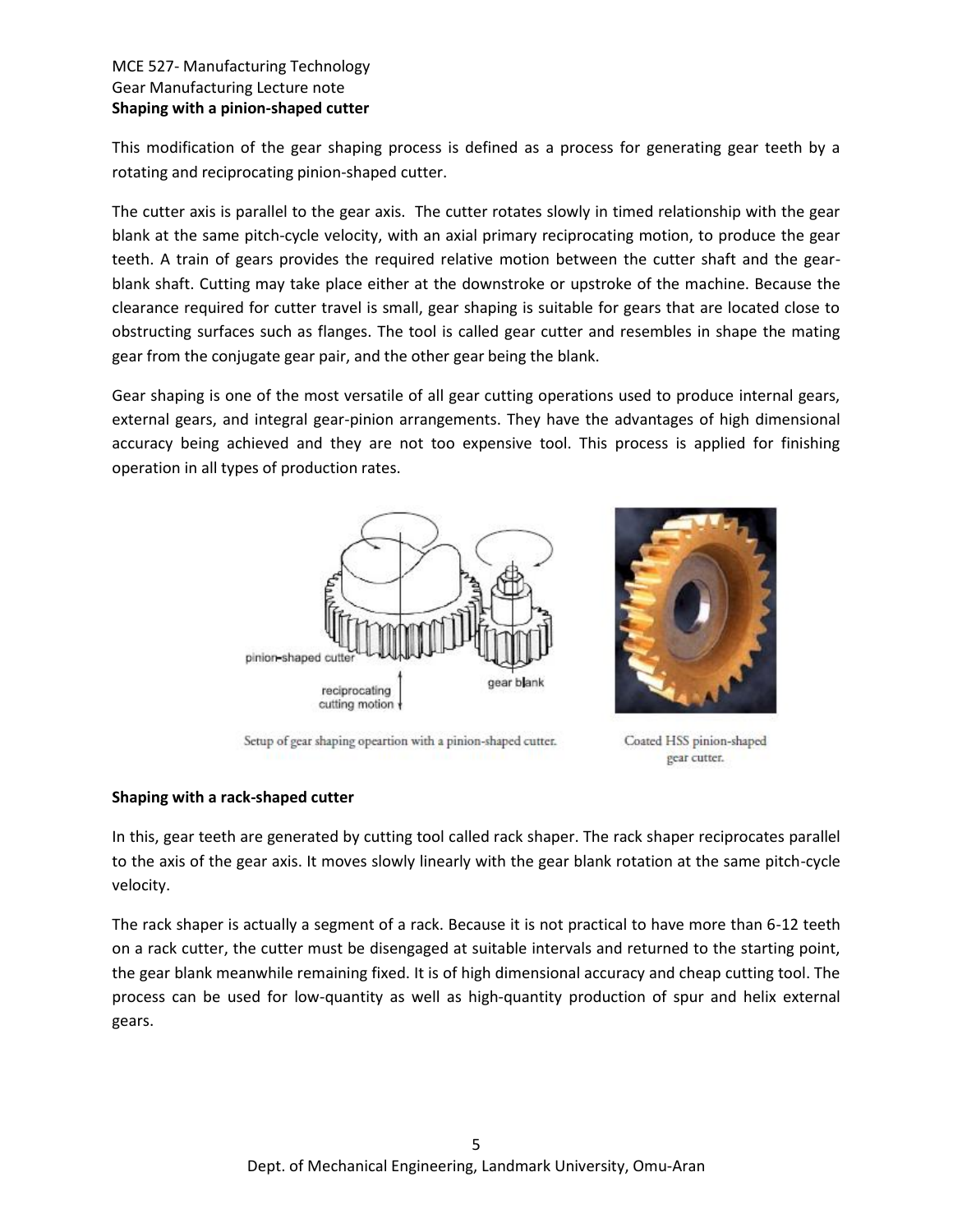**Shaping with a pinion-shaped cutter**

This modification of the gear shaping process is defined as a process for generating gear teeth by a rotating and reciprocating pinion-shaped cutter.

The cutter axis is parallel to the gear axis. The cutter rotates slowly in timed relationship with the gear blank at the same pitch-cycle velocity, with an axial primary reciprocating motion, to produce the gear teeth. A train of gears provides the required relative motion between the cutter shaft and the gear-blank shaft. Cutting may take place either at the downstroke or upstroke of the machine. Because the clearance required for cutter travel is small, gear shaping is suitable for gears that are located close to obstructing surfaces such as flanges. The tool is called gear cutter and resembles in shape the mating gear from the conjugate gear pair, and the other gear being the blank.

Gear shaping is one of the most versatile of all gear cutting operations used to produce internal gears, external gears, and integral gear-pinion arrangements. They have the advantages of high dimensional accuracy being achieved and they are not too expensive tool. This process is applied for finishing operation in all types of production rates.

Setup of gear shaping opeartion with a pinion-shaped cutter.

Coated HSS pinion-shaped gear cutter.

**Shaping with a rack-shaped cutter**

In this, gear teeth are generated by cutting tool called rack shaper. The rack shaper reciprocates parallel to the axis of the gear axis. It moves slowly linearly with the gear blank rotation at the same pitch-cycle velocity.

The rack shaper is actually a segment of a rack. Because it is not practical to have more than 6-12 teeth on a rack cutter, the cutter must be disengaged at suitable intervals and returned to the starting point, the gear blank meanwhile remaining fixed. It is of high dimensional accuracy and cheap cutting tool. The process can be used for low-quantity as well as high-quantity production of spur and helix external gears.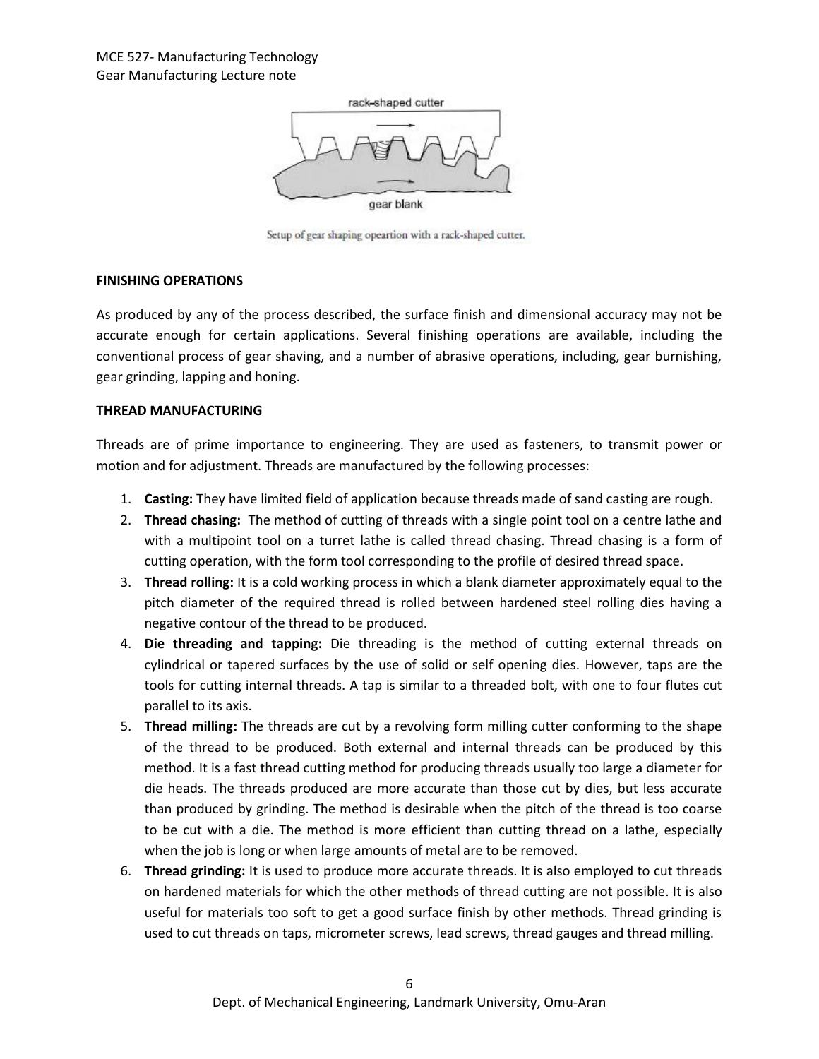rack-shaped cutter

gear blank

Setup of gear shaping opeartion with a rack-shaped cutter.

**FINISHING OPERATIONS**

As produced by any of the process described, the surface finish and dimensional accuracy may not be accurate enough for certain applications. Several finishing operations are available, including the conventional process of gear shaving, and a number of abrasive operations, including, gear burnishing, gear grinding, lapping and honing.

**THREAD MANUFACTURING**

Threads are of prime importance to engineering. They are used as fasteners, to transmit power or motion and for adjustment. Threads are manufactured by the following processes:

1. **Casting:** They have limited field of application because threads made of sand casting are rough.
2. **Thread chasing:** The method of cutting of threads with a single point tool on a centre lathe and with a multipoint tool on a turret lathe is called thread chasing. Thread chasing is a form of cutting operation, with the form tool corresponding to the profile of desired thread space.
3. **Thread rolling:** It is a cold working process in which a blank diameter approximately equal to the pitch diameter of the required thread is rolled between hardened steel rolling dies having a negative contour of the thread to be produced.
4. **Die threading and tapping:** Die threading is the method of cutting external threads on cylindrical or tapered surfaces by the use of solid or self opening dies. However, taps are the tools for cutting internal threads. A tap is similar to a threaded bolt, with one to four flutes cut parallel to its axis.
5. **Thread milling:** The threads are cut by a revolving form milling cutter conforming to the shape of the thread to be produced. Both external and internal threads can be produced by this method. It is a fast thread cutting method for producing threads usually too large a diameter for die heads. The threads produced are more accurate than those cut by dies, but less accurate than produced by grinding. The method is desirable when the pitch of the thread is too coarse to be cut with a die. The method is more efficient than cutting thread on a lathe, especially when the job is long or when large amounts of metal are to be removed.
6. **Thread grinding:** It is used to produce more accurate threads. It is also employed to cut threads on hardened materials for which the other methods of thread cutting are not possible. It is also useful for materials too soft to get a good surface finish by other methods. Thread grinding is used to cut threads on taps, micrometer screws, lead screws, thread gauges and thread milling.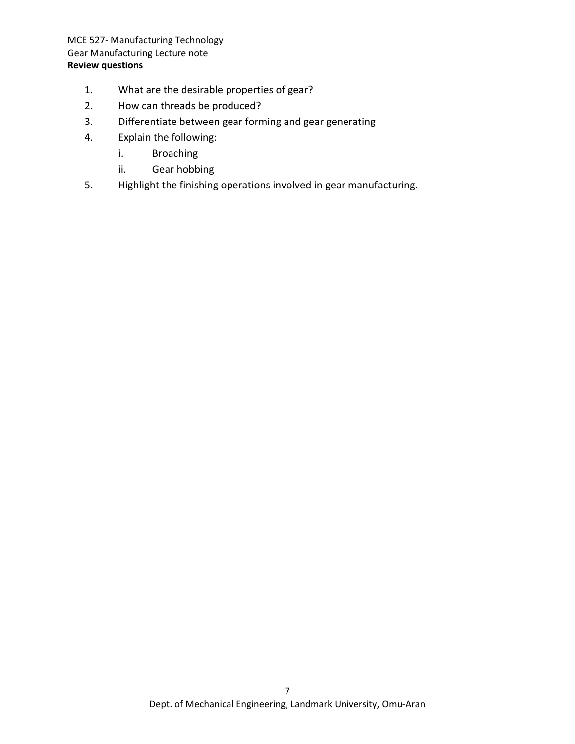**Review questions**

1. What are the desirable properties of gear?
2. How can threads be produced?
3. Differentiate between gear forming and gear generating
4. Explain the following:
   i. Broaching
   ii. Gear hobbing
5. Highlight the finishing operations involved in gear manufacturing.